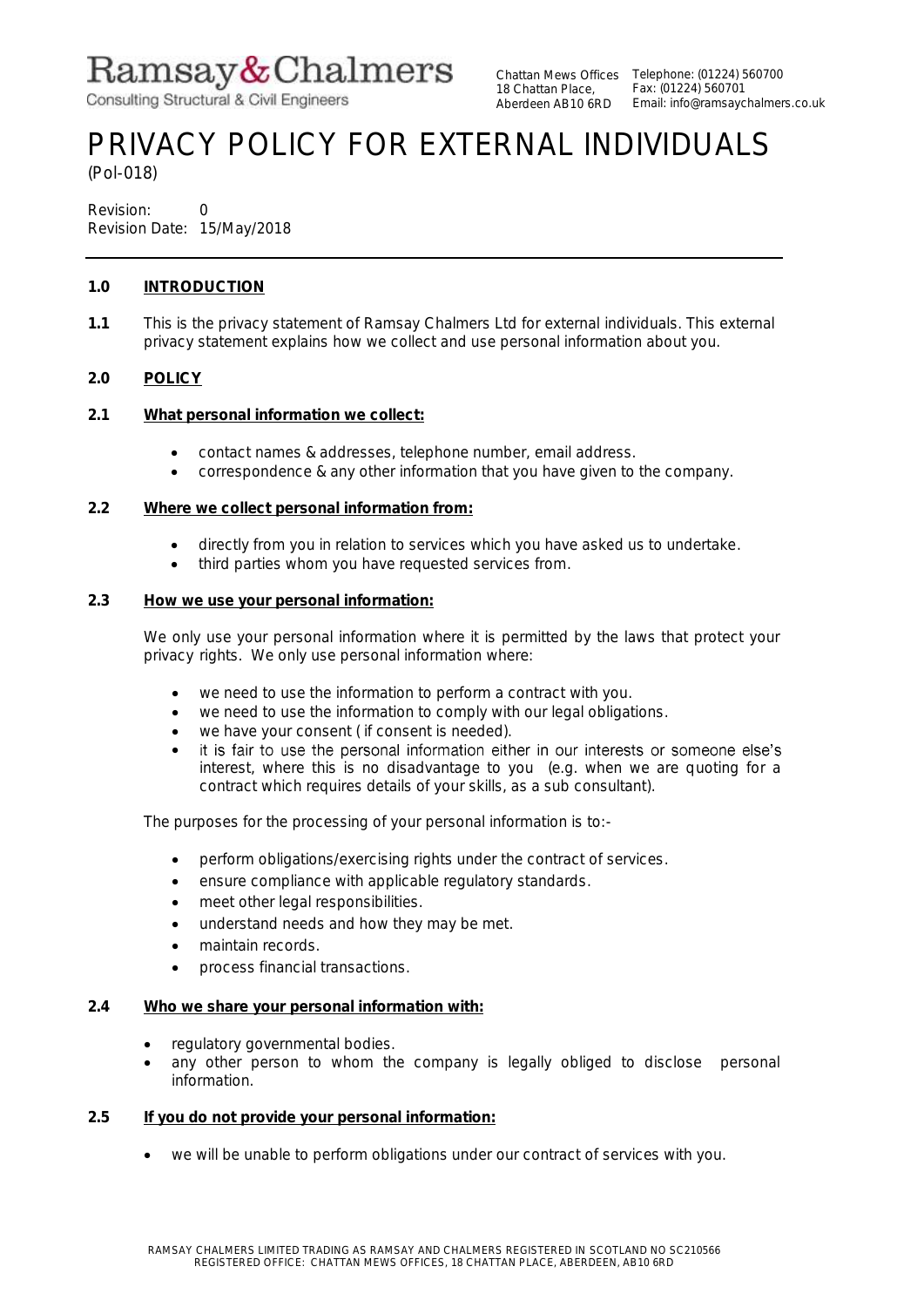Ramsay&Chalmers

Consulting Structural & Civil Engineers

Chattan Mews Offices
18 Chattan Place,
Aberdeen AB10 6RD

Telephone: (01224) 560700
Fax: (01224) 560701
Email: info@ramsaychalmers.co.uk

# PRIVACY POLICY FOR EXTERNAL INDIVIDUALS

(Pol-018)

Revision: 0
Revision Date: 15/May/2018

---

## 1.0 INTRODUCTION

**1.1** This is the privacy statement of Ramsay Chalmers Ltd for external individuals. This external privacy statement explains how we collect and use personal information about you.

## 2.0 POLICY

### 2.1 What personal information we collect:

- contact names & addresses, telephone number, email address.
- correspondence & any other information that you have given to the company.

### 2.2 Where we collect personal information from:

- directly from you in relation to services which you have asked us to undertake.
- third parties whom you have requested services from.

### 2.3 How we use your personal information:

We only use your personal information where it is permitted by the laws that protect your privacy rights. We only use personal information where:

- we need to use the information to perform a contract with you.
- we need to use the information to comply with our legal obligations.
- we have your consent ( if consent is needed).
- it is fair to use the personal information either in our interests or someone else's interest, where this is no disadvantage to you (e.g. when we are quoting for a contract which requires details of your skills, as a sub consultant).

The purposes for the processing of your personal information is to:-

- perform obligations/exercising rights under the contract of services.
- ensure compliance with applicable regulatory standards.
- meet other legal responsibilities.
- understand needs and how they may be met.
- maintain records.
- process financial transactions.

### 2.4 Who we share your personal information with:

- regulatory governmental bodies.
- any other person to whom the company is legally obliged to disclose personal information.

### 2.5 If you do not provide your personal information:

- we will be unable to perform obligations under our contract of services with you.

RAMSAY CHALMERS LIMITED TRADING AS RAMSAY AND CHALMERS REGISTERED IN SCOTLAND NO SC210566
REGISTERED OFFICE: CHATTAN MEWS OFFICES, 18 CHATTAN PLACE, ABERDEEN, AB10 6RD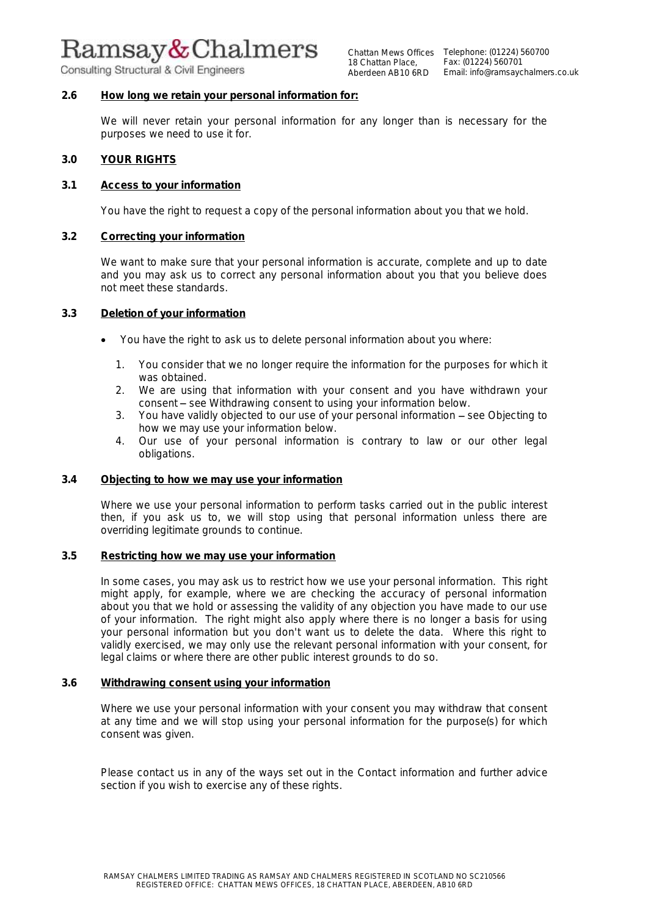## 2.6 How long we retain your personal information for:

We will never retain your personal information for any longer than is necessary for the purposes we need to use it for.

## 3.0 YOUR RIGHTS

### 3.1 Access to your information

You have the right to request a copy of the personal information about you that we hold.

### 3.2 Correcting your information

We want to make sure that your personal information is accurate, complete and up to date and you may ask us to correct any personal information about you that you believe does not meet these standards.

### 3.3 Deletion of your information

- You have the right to ask us to delete personal information about you where:
  1. You consider that we no longer require the information for the purposes for which it was obtained.
  2. We are using that information with your consent and you have withdrawn your consent – see Withdrawing consent to using your information below.
  3. You have validly objected to our use of your personal information – see Objecting to how we may use your information below.
  4. Our use of your personal information is contrary to law or our other legal obligations.

### 3.4 Objecting to how we may use your information

Where we use your personal information to perform tasks carried out in the public interest then, if you ask us to, we will stop using that personal information unless there are overriding legitimate grounds to continue.

### 3.5 Restricting how we may use your information

In some cases, you may ask us to restrict how we use your personal information. This right might apply, for example, where we are checking the accuracy of personal information about you that we hold or assessing the validity of any objection you have made to our use of your information. The right might also apply where there is no longer a basis for using your personal information but you don't want us to delete the data. Where this right to validly exercised, we may only use the relevant personal information with your consent, for legal claims or where there are other public interest grounds to do so.

### 3.6 Withdrawing consent using your information

Where we use your personal information with your consent you may withdraw that consent at any time and we will stop using your personal information for the purpose(s) for which consent was given.

Please contact us in any of the ways set out in the Contact information and further advice section if you wish to exercise any of these rights.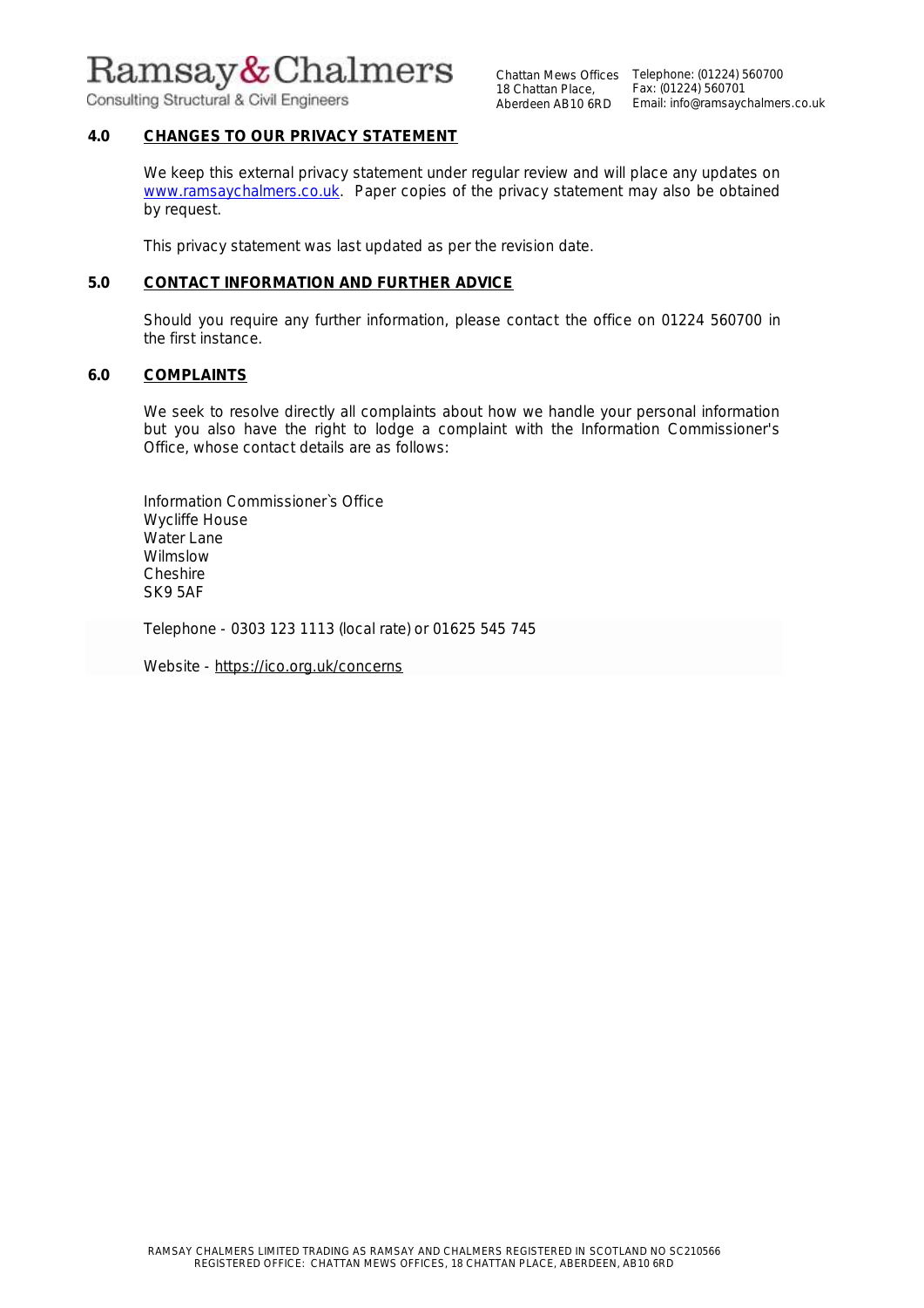## 4.0 CHANGES TO OUR PRIVACY STATEMENT

We keep this external privacy statement under regular review and will place any updates on www.ramsaychalmers.co.uk. Paper copies of the privacy statement may also be obtained by request.

This privacy statement was last updated as per the revision date.

## 5.0 CONTACT INFORMATION AND FURTHER ADVICE

Should you require any further information, please contact the office on 01224 560700 in the first instance.

## 6.0 COMPLAINTS

We seek to resolve directly all complaints about how we handle your personal information but you also have the right to lodge a complaint with the Information Commissioner's Office, whose contact details are as follows:

Information Commissioner`s Office
Wycliffe House
Water Lane
Wilmslow
Cheshire
SK9 5AF

Telephone - 0303 123 1113 (local rate) or 01625 545 745

Website - https://ico.org.uk/concerns